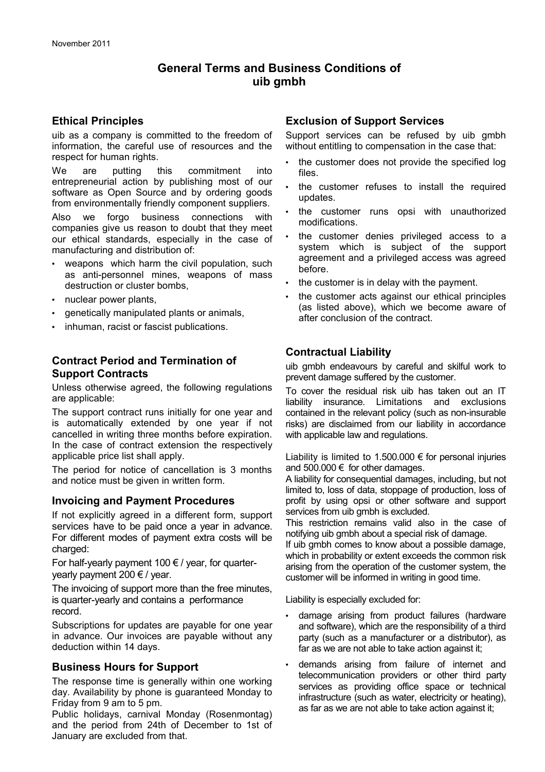November 2011

# General Terms and Business Conditions of uib gmbh

## Ethical Principles

uib as a company is committed to the freedom of information, the careful use of resources and the respect for human rights.

We are putting this commitment into entrepreneurial action by publishing most of our software as Open Source and by ordering goods from environmentally friendly component suppliers.

Also we forgo business connections with companies give us reason to doubt that they meet our ethical standards, especially in the case of manufacturing and distribution of:

- weapons which harm the civil population, such as anti-personnel mines, weapons of mass destruction or cluster bombs,
- nuclear power plants,
- genetically manipulated plants or animals,
- inhuman, racist or fascist publications.

## Contract Period and Termination of Support Contracts

Unless otherwise agreed, the following regulations are applicable:

The support contract runs initially for one year and is automatically extended by one year if not cancelled in writing three months before expiration. In the case of contract extension the respectively applicable price list shall apply.

The period for notice of cancellation is 3 months and notice must be given in written form.

## Invoicing and Payment Procedures

If not explicitly agreed in a different form, support services have to be paid once a year in advance. For different modes of payment extra costs will be charged:

For half-yearly payment 100 € / year, for quarter-yearly payment 200 € / year.

The invoicing of support more than the free minutes, is quarter-yearly and contains a performance record.

Subscriptions for updates are payable for one year in advance. Our invoices are payable without any deduction within 14 days.

## Business Hours for Support

The response time is generally within one working day. Availability by phone is guaranteed Monday to Friday from 9 am to 5 pm.

Public holidays, carnival Monday (Rosenmontag) and the period from 24th of December to 1st of January are excluded from that.

## Exclusion of Support Services

Support services can be refused by uib gmbh without entitling to compensation in the case that:

- the customer does not provide the specified log files.
- the customer refuses to install the required updates.
- the customer runs opsi with unauthorized modifications.
- the customer denies privileged access to a system which is subject of the support agreement and a privileged access was agreed before.
- the customer is in delay with the payment.
- the customer acts against our ethical principles (as listed above), which we become aware of after conclusion of the contract.

## Contractual Liability

uib gmbh endeavours by careful and skilful work to prevent damage suffered by the customer.

To cover the residual risk uib has taken out an IT liability insurance. Limitations and exclusions contained in the relevant policy (such as non-insurable risks) are disclaimed from our liability in accordance with applicable law and regulations.

Liability is limited to 1.500.000 € for personal injuries and 500.000 € for other damages.

A liability for consequential damages, including, but not limited to, loss of data, stoppage of production, loss of profit by using opsi or other software and support services from uib gmbh is excluded.

This restriction remains valid also in the case of notifying uib gmbh about a special risk of damage.

If uib gmbh comes to know about a possible damage, which in probability or extent exceeds the common risk arising from the operation of the customer system, the customer will be informed in writing in good time.

Liability is especially excluded for:

- damage arising from product failures (hardware and software), which are the responsibility of a third party (such as a manufacturer or a distributor), as far as we are not able to take action against it;
- demands arising from failure of internet and telecommunication providers or other third party services as providing office space or technical infrastructure (such as water, electricity or heating), as far as we are not able to take action against it;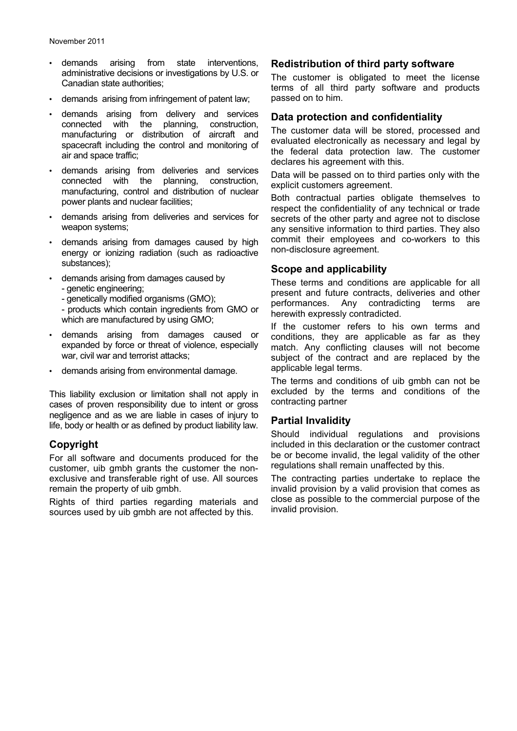- demands arising from state interventions, administrative decisions or investigations by U.S. or Canadian state authorities;
- demands arising from infringement of patent law;
- demands arising from delivery and services connected with the planning, construction, manufacturing or distribution of aircraft and spacecraft including the control and monitoring of air and space traffic;
- demands arising from deliveries and services connected with the planning, construction, manufacturing, control and distribution of nuclear power plants and nuclear facilities;
- demands arising from deliveries and services for weapon systems;
- demands arising from damages caused by high energy or ionizing radiation (such as radioactive substances);
- demands arising from damages caused by
  - genetic engineering;
  - genetically modified organisms (GMO);
  - products which contain ingredients from GMO or which are manufactured by using GMO;
- demands arising from damages caused or expanded by force or threat of violence, especially war, civil war and terrorist attacks;
- demands arising from environmental damage.

This liability exclusion or limitation shall not apply in cases of proven responsibility due to intent or gross negligence and as we are liable in cases of injury to life, body or health or as defined by product liability law.

## Copyright

For all software and documents produced for the customer, uib gmbh grants the customer the non-exclusive and transferable right of use. All sources remain the property of uib gmbh.

Rights of third parties regarding materials and sources used by uib gmbh are not affected by this.

## Redistribution of third party software

The customer is obligated to meet the license terms of all third party software and products passed on to him.

## Data protection and confidentiality

The customer data will be stored, processed and evaluated electronically as necessary and legal by the federal data protection law. The customer declares his agreement with this.

Data will be passed on to third parties only with the explicit customers agreement.

Both contractual parties obligate themselves to respect the confidentiality of any technical or trade secrets of the other party and agree not to disclose any sensitive information to third parties. They also commit their employees and co-workers to this non-disclosure agreement.

## Scope and applicability

These terms and conditions are applicable for all present and future contracts, deliveries and other performances. Any contradicting terms are herewith expressly contradicted.

If the customer refers to his own terms and conditions, they are applicable as far as they match. Any conflicting clauses will not become subject of the contract and are replaced by the applicable legal terms.

The terms and conditions of uib gmbh can not be excluded by the terms and conditions of the contracting partner

## Partial Invalidity

Should individual regulations and provisions included in this declaration or the customer contract be or become invalid, the legal validity of the other regulations shall remain unaffected by this.

The contracting parties undertake to replace the invalid provision by a valid provision that comes as close as possible to the commercial purpose of the invalid provision.